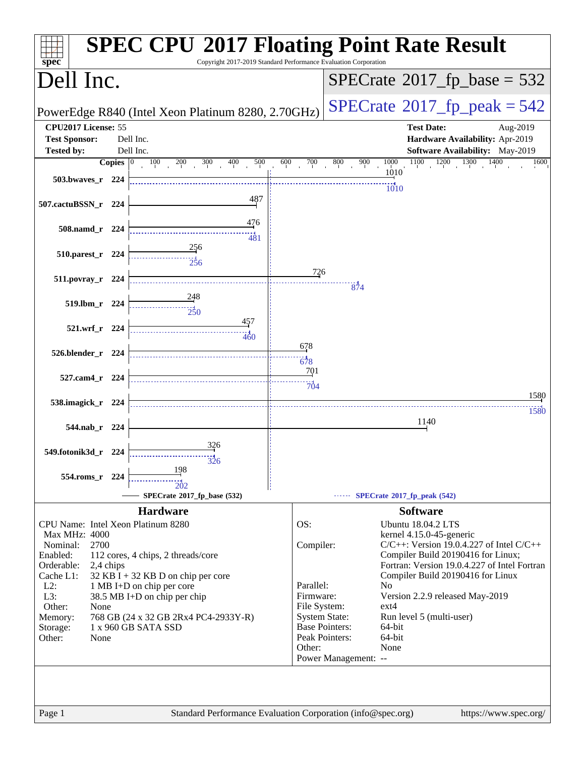# SPEC CPU 2017 Floating Point Rate Result

Copyright 2017-2019 Standard Performance Evaluation Corporation

## Dell Inc.

PowerEdge R840 (Intel Xeon Platinum 8280, 2.70GHz)

SPECrate 2017_fp_base = 532

SPECrate 2017_fp_peak = 542

| | | | |
|---|---|---|---|
| **CPU2017 License:** | 55 | **Test Date:** | Aug-2019 |
| **Test Sponsor:** | Dell Inc. | **Hardware Availability:** | Apr-2019 |
| **Tested by:** | Dell Inc. | **Software Availability:** | May-2019 |

| Benchmark | Copies | Base | Peak |
|---|---|---|---|
| 503.bwaves_r | 224 | 1010 | 1010 |
| 507.cactuBSSN_r | 224 | 487 | |
| 508.namd_r | 224 | 476 | 481 |
| 510.parest_r | 224 | 256 | 256 |
| 511.povray_r | 224 | 726 | 874 |
| 519.lbm_r | 224 | 248 | 250 |
| 521.wrf_r | 224 | 457 | 460 |
| 526.blender_r | 224 | 678 | 678 |
| 527.cam4_r | 224 | 701 | 704 |
| 538.imagick_r | 224 | 1580 | 1580 |
| 544.nab_r | 224 | 1140 | |
| 549.fotonik3d_r | 224 | 326 | 326 |
| 554.roms_r | 224 | 198 | 202 |

SPECrate 2017_fp_base (532) — SPECrate 2017_fp_peak (542)

## Hardware

| | |
|---|---|
| CPU Name: | Intel Xeon Platinum 8280 |
| Max MHz: | 4000 |
| Nominal: | 2700 |
| Enabled: | 112 cores, 4 chips, 2 threads/core |
| Orderable: | 2,4 chips |
| Cache L1: | 32 KB I + 32 KB D on chip per core |
| L2: | 1 MB I+D on chip per core |
| L3: | 38.5 MB I+D on chip per chip |
| Other: | None |
| Memory: | 768 GB (24 x 32 GB 2Rx4 PC4-2933Y-R) |
| Storage: | 1 x 960 GB SATA SSD |
| Other: | None |

## Software

| | |
|---|---|
| OS: | Ubuntu 18.04.2 LTS<br>kernel 4.15.0-45-generic |
| Compiler: | C/C++: Version 19.0.4.227 of Intel C/C++ Compiler Build 20190416 for Linux;<br>Fortran: Version 19.0.4.227 of Intel Fortran Compiler Build 20190416 for Linux |
| Parallel: | No |
| Firmware: | Version 2.2.9 released May-2019 |
| File System: | ext4 |
| System State: | Run level 5 (multi-user) |
| Base Pointers: | 64-bit |
| Peak Pointers: | 64-bit |
| Other: | None |
| Power Management: | -- |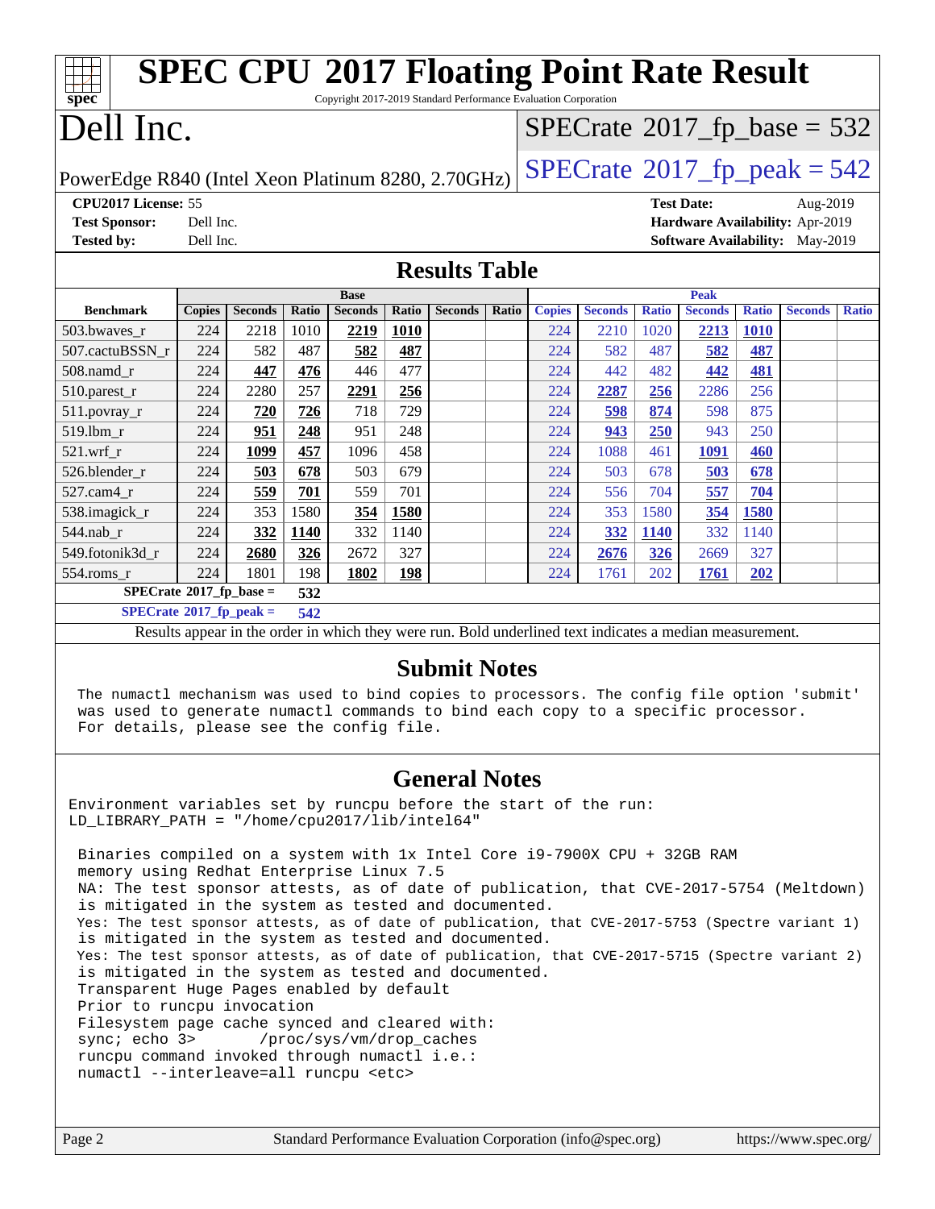# SPEC CPU 2017 Floating Point Rate Result

Copyright 2017-2019 Standard Performance Evaluation Corporation

# Dell Inc.

PowerEdge R840 (Intel Xeon Platinum 8280, 2.70GHz)

SPECrate 2017_fp_base = 532

SPECrate 2017_fp_peak = 542

**CPU2017 License:** 55
**Test Sponsor:** Dell Inc.
**Tested by:** Dell Inc.

**Test Date:** Aug-2019
**Hardware Availability:** Apr-2019
**Software Availability:** May-2019

## Results Table

| Benchmark | Base | | | | | | | Peak | | | | | | |
|---|---|---|---|---|---|---|---|---|---|---|---|---|---|---|
| | Copies | Seconds | Ratio | Seconds | Ratio | Seconds | Ratio | Copies | Seconds | Ratio | Seconds | Ratio | Seconds | Ratio |
| 503.bwaves_r | 224 | 2218 | 1010 | **2219** | **1010** | | | 224 | 2210 | 1020 | **2213** | **1010** | | |
| 507.cactuBSSN_r | 224 | 582 | 487 | **582** | **487** | | | 224 | 582 | 487 | **582** | **487** | | |
| 508.namd_r | 224 | **447** | **476** | 446 | 477 | | | 224 | 442 | 482 | **442** | **481** | | |
| 510.parest_r | 224 | 2280 | 257 | **2291** | **256** | | | 224 | **2287** | **256** | 2286 | 256 | | |
| 511.povray_r | 224 | **720** | **726** | 718 | 729 | | | 224 | **598** | **874** | 598 | 875 | | |
| 519.lbm_r | 224 | **951** | **248** | 951 | 248 | | | 224 | **943** | **250** | 943 | 250 | | |
| 521.wrf_r | 224 | **1099** | **457** | 1096 | 458 | | | 224 | 1088 | 461 | **1091** | **460** | | |
| 526.blender_r | 224 | **503** | **678** | 503 | 679 | | | 224 | 503 | 678 | **503** | **678** | | |
| 527.cam4_r | 224 | **559** | **701** | 559 | 701 | | | 224 | 556 | 704 | **557** | **704** | | |
| 538.imagick_r | 224 | 353 | 1580 | **354** | **1580** | | | 224 | 353 | 1580 | **354** | **1580** | | |
| 544.nab_r | 224 | **332** | **1140** | 332 | 1140 | | | 224 | **332** | **1140** | 332 | 1140 | | |
| 549.fotonik3d_r | 224 | **2680** | **326** | 2672 | 327 | | | 224 | **2676** | **326** | 2669 | 327 | | |
| 554.roms_r | 224 | 1801 | 198 | **1802** | **198** | | | 224 | 1761 | 202 | **1761** | **202** | | |

SPECrate 2017_fp_base = 532

SPECrate 2017_fp_peak = 542

Results appear in the order in which they were run. Bold underlined text indicates a median measurement.

## Submit Notes

```
The numactl mechanism was used to bind copies to processors. The config file option 'submit'
was used to generate numactl commands to bind each copy to a specific processor.
For details, please see the config file.
```

## General Notes

```
Environment variables set by runcpu before the start of the run:
LD_LIBRARY_PATH = "/home/cpu2017/lib/intel64"

 Binaries compiled on a system with 1x Intel Core i9-7900X CPU + 32GB RAM
 memory using Redhat Enterprise Linux 7.5
 NA: The test sponsor attests, as of date of publication, that CVE-2017-5754 (Meltdown)
 is mitigated in the system as tested and documented.
 Yes: The test sponsor attests, as of date of publication, that CVE-2017-5753 (Spectre variant 1)
 is mitigated in the system as tested and documented.
 Yes: The test sponsor attests, as of date of publication, that CVE-2017-5715 (Spectre variant 2)
 is mitigated in the system as tested and documented.
 Transparent Huge Pages enabled by default
 Prior to runcpu invocation
 Filesystem page cache synced and cleared with:
 sync; echo 3>       /proc/sys/vm/drop_caches
 runcpu command invoked through numactl i.e.:
 numactl --interleave=all runcpu <etc>
```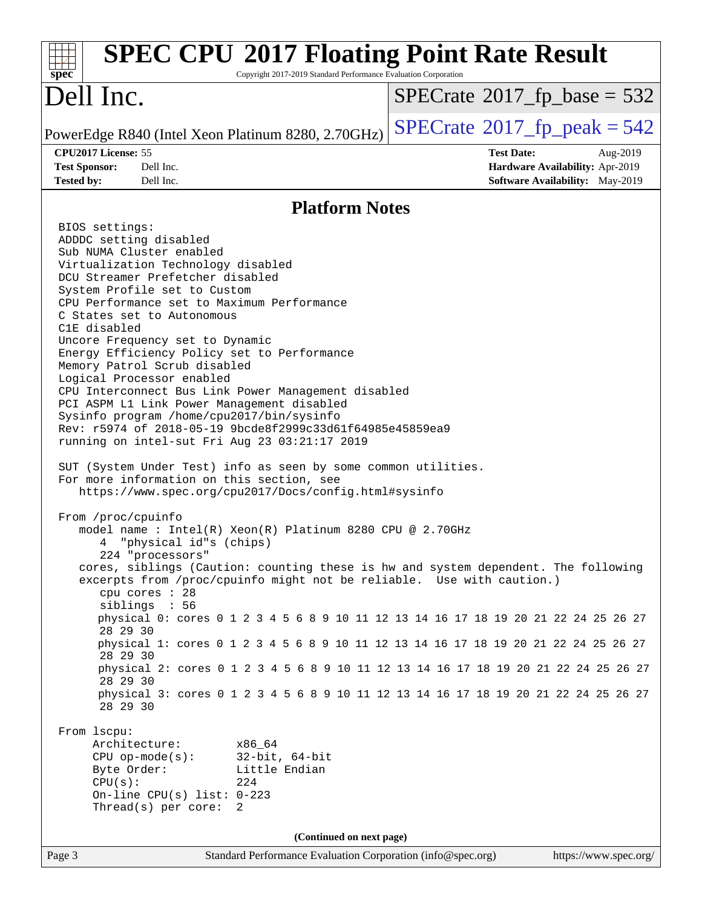# SPEC CPU 2017 Floating Point Rate Result

Copyright 2017-2019 Standard Performance Evaluation Corporation

# Dell Inc.

PowerEdge R840 (Intel Xeon Platinum 8280, 2.70GHz)

SPECrate 2017_fp_base = 532

SPECrate 2017_fp_peak = 542

**CPU2017 License:** 55
**Test Sponsor:** Dell Inc.
**Tested by:** Dell Inc.

**Test Date:** Aug-2019
**Hardware Availability:** Apr-2019
**Software Availability:** May-2019

## Platform Notes

```
BIOS settings:
ADDDC setting disabled
Sub NUMA Cluster enabled
Virtualization Technology disabled
DCU Streamer Prefetcher disabled
System Profile set to Custom
CPU Performance set to Maximum Performance
C States set to Autonomous
C1E disabled
Uncore Frequency set to Dynamic
Energy Efficiency Policy set to Performance
Memory Patrol Scrub disabled
Logical Processor enabled
CPU Interconnect Bus Link Power Management disabled
PCI ASPM L1 Link Power Management disabled
Sysinfo program /home/cpu2017/bin/sysinfo
Rev: r5974 of 2018-05-19 9bcde8f2999c33d61f64985e45859ea9
running on intel-sut Fri Aug 23 03:21:17 2019

SUT (System Under Test) info as seen by some common utilities.
For more information on this section, see
   https://www.spec.org/cpu2017/Docs/config.html#sysinfo

From /proc/cpuinfo
   model name : Intel(R) Xeon(R) Platinum 8280 CPU @ 2.70GHz
      4  "physical id"s (chips)
      224 "processors"
   cores, siblings (Caution: counting these is hw and system dependent. The following
   excerpts from /proc/cpuinfo might not be reliable.  Use with caution.)
      cpu cores : 28
      siblings  : 56
      physical 0: cores 0 1 2 3 4 5 6 8 9 10 11 12 13 14 16 17 18 19 20 21 22 24 25 26 27
      28 29 30
      physical 1: cores 0 1 2 3 4 5 6 8 9 10 11 12 13 14 16 17 18 19 20 21 22 24 25 26 27
      28 29 30
      physical 2: cores 0 1 2 3 4 5 6 8 9 10 11 12 13 14 16 17 18 19 20 21 22 24 25 26 27
      28 29 30
      physical 3: cores 0 1 2 3 4 5 6 8 9 10 11 12 13 14 16 17 18 19 20 21 22 24 25 26 27
      28 29 30

From lscpu:
     Architecture:        x86_64
     CPU op-mode(s):      32-bit, 64-bit
     Byte Order:          Little Endian
     CPU(s):              224
     On-line CPU(s) list: 0-223
     Thread(s) per core:  2
```

(Continued on next page)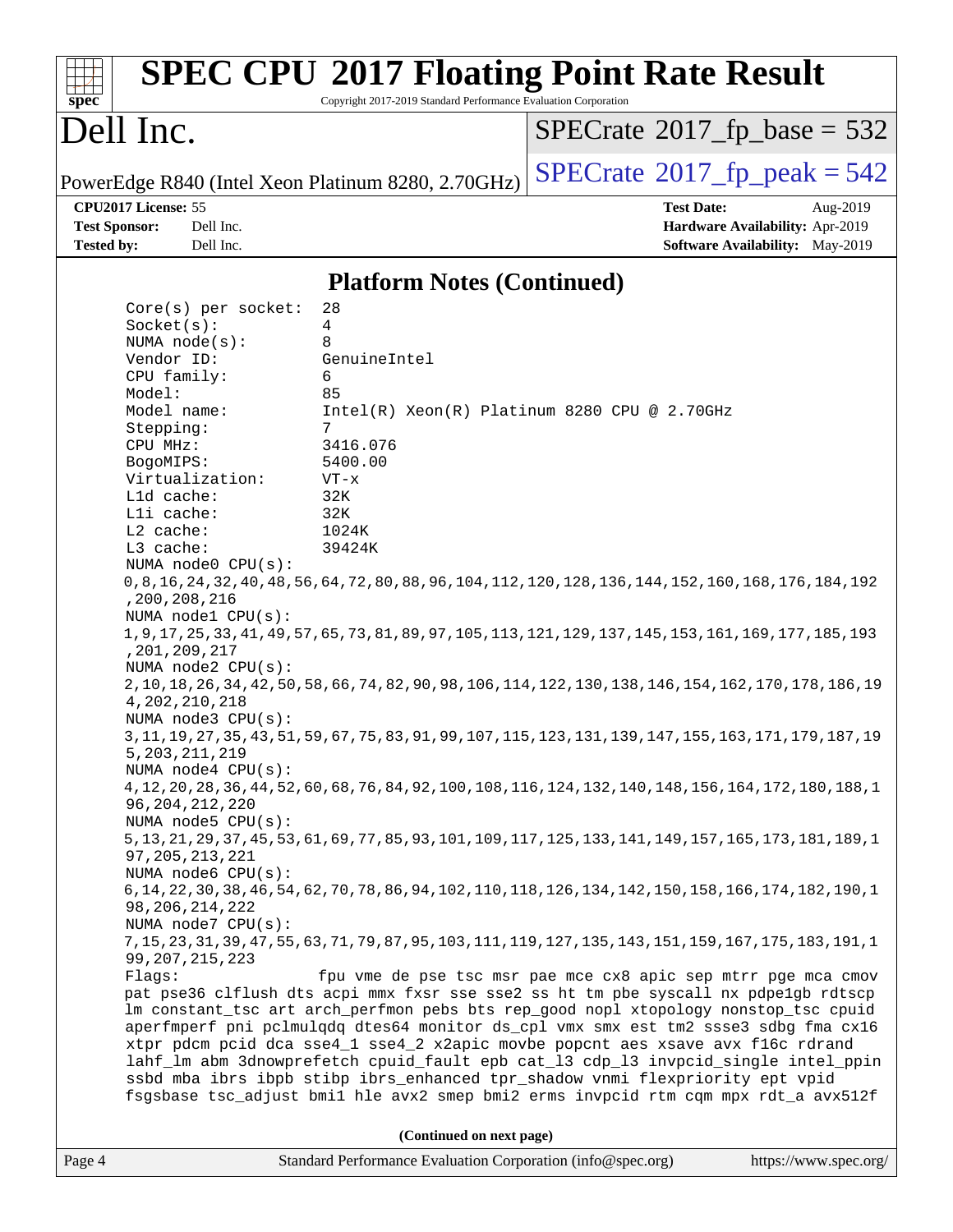## Platform Notes (Continued)

```
Core(s) per socket:  28
Socket(s):           4
NUMA node(s):        8
Vendor ID:           GenuineIntel
CPU family:          6
Model:               85
Model name:          Intel(R) Xeon(R) Platinum 8280 CPU @ 2.70GHz
Stepping:            7
CPU MHz:             3416.076
BogoMIPS:            5400.00
Virtualization:      VT-x
L1d cache:           32K
L1i cache:           32K
L2 cache:            1024K
L3 cache:            39424K
NUMA node0 CPU(s):
0,8,16,24,32,40,48,56,64,72,80,88,96,104,112,120,128,136,144,152,160,168,176,184,192
,200,208,216
NUMA node1 CPU(s):
1,9,17,25,33,41,49,57,65,73,81,89,97,105,113,121,129,137,145,153,161,169,177,185,193
,201,209,217
NUMA node2 CPU(s):
2,10,18,26,34,42,50,58,66,74,82,90,98,106,114,122,130,138,146,154,162,170,178,186,19
4,202,210,218
NUMA node3 CPU(s):
3,11,19,27,35,43,51,59,67,75,83,91,99,107,115,123,131,139,147,155,163,171,179,187,19
5,203,211,219
NUMA node4 CPU(s):
4,12,20,28,36,44,52,60,68,76,84,92,100,108,116,124,132,140,148,156,164,172,180,188,1
96,204,212,220
NUMA node5 CPU(s):
5,13,21,29,37,45,53,61,69,77,85,93,101,109,117,125,133,141,149,157,165,173,181,189,1
97,205,213,221
NUMA node6 CPU(s):
6,14,22,30,38,46,54,62,70,78,86,94,102,110,118,126,134,142,150,158,166,174,182,190,1
98,206,214,222
NUMA node7 CPU(s):
7,15,23,31,39,47,55,63,71,79,87,95,103,111,119,127,135,143,151,159,167,175,183,191,1
99,207,215,223
Flags:               fpu vme de pse tsc msr pae mce cx8 apic sep mtrr pge mca cmov
pat pse36 clflush dts acpi mmx fxsr sse sse2 ss ht tm pbe syscall nx pdpe1gb rdtscp
lm constant_tsc art arch_perfmon pebs bts rep_good nopl xtopology nonstop_tsc cpuid
aperfmperf pni pclmulqdq dtes64 monitor ds_cpl vmx smx est tm2 ssse3 sdbg fma cx16
xtpr pdcm pcid dca sse4_1 sse4_2 x2apic movbe popcnt aes xsave avx f16c rdrand
lahf_lm abm 3dnowprefetch cpuid_fault epb cat_l3 cdp_l3 invpcid_single intel_ppin
ssbd mba ibrs ibpb stibp ibrs_enhanced tpr_shadow vnmi flexpriority ept vpid
fsgsbase tsc_adjust bmi1 hle avx2 smep bmi2 erms invpcid rtm cqm mpx rdt_a avx512f
```

**(Continued on next page)**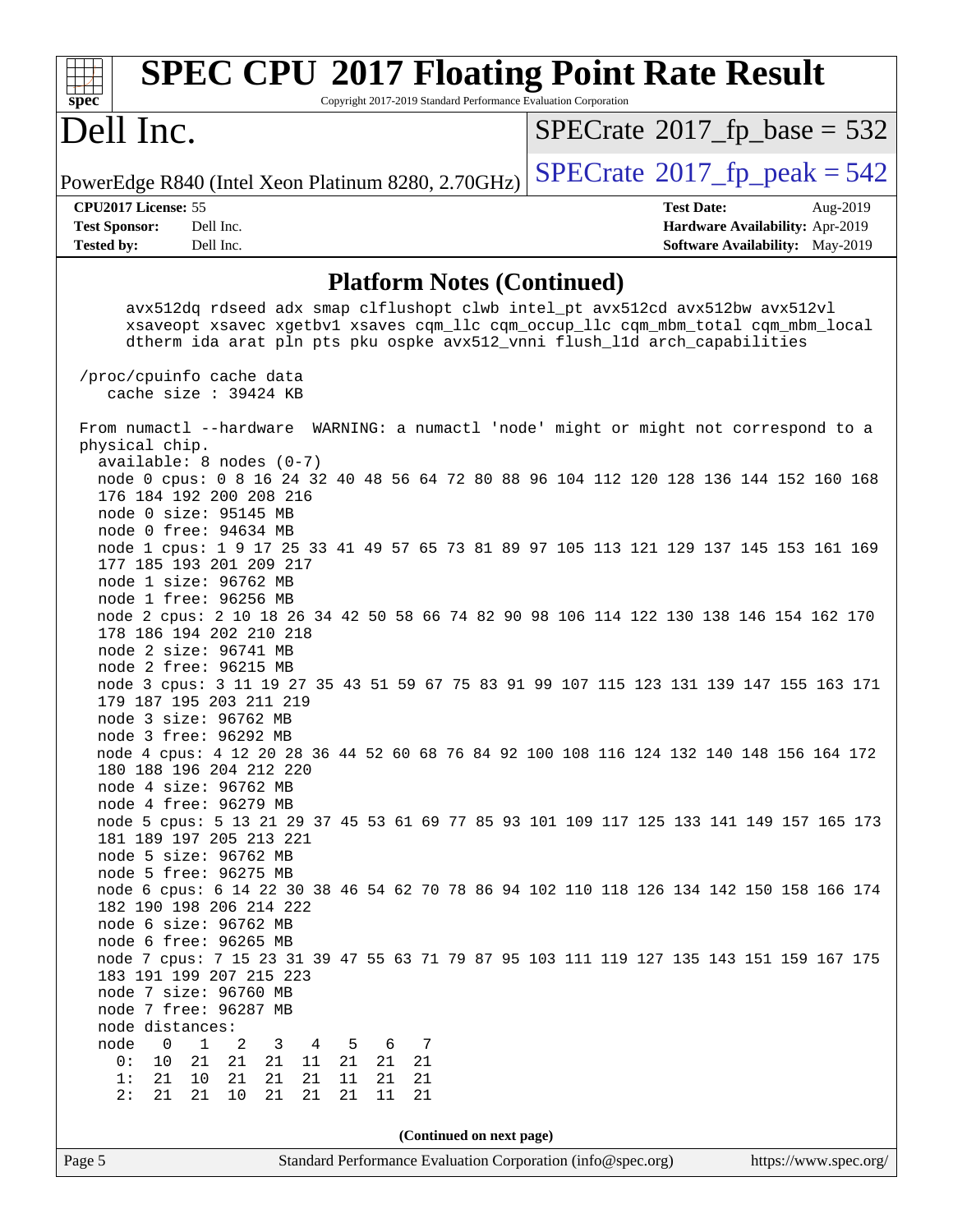# SPEC CPU 2017 Floating Point Rate Result

Copyright 2017-2019 Standard Performance Evaluation Corporation

# Dell Inc.

PowerEdge R840 (Intel Xeon Platinum 8280, 2.70GHz)

SPECrate 2017_fp_base = 532

SPECrate 2017_fp_peak = 542

**CPU2017 License:** 55
**Test Sponsor:** Dell Inc.
**Tested by:** Dell Inc.

**Test Date:** Aug-2019
**Hardware Availability:** Apr-2019
**Software Availability:** May-2019

## Platform Notes (Continued)

```
      avx512dq rdseed adx smap clflushopt clwb intel_pt avx512cd avx512bw avx512vl
      xsaveopt xsavec xgetbv1 xsaves cqm_llc cqm_occup_llc cqm_mbm_total cqm_mbm_local
      dtherm ida arat pln pts pku ospke avx512_vnni flush_l1d arch_capabilities

 /proc/cpuinfo cache data
    cache size : 39424 KB

 From numactl --hardware  WARNING: a numactl 'node' might or might not correspond to a
 physical chip.
   available: 8 nodes (0-7)
   node 0 cpus: 0 8 16 24 32 40 48 56 64 72 80 88 96 104 112 120 128 136 144 152 160 168
   176 184 192 200 208 216
   node 0 size: 95145 MB
   node 0 free: 94634 MB
   node 1 cpus: 1 9 17 25 33 41 49 57 65 73 81 89 97 105 113 121 129 137 145 153 161 169
   177 185 193 201 209 217
   node 1 size: 96762 MB
   node 1 free: 96256 MB
   node 2 cpus: 2 10 18 26 34 42 50 58 66 74 82 90 98 106 114 122 130 138 146 154 162 170
   178 186 194 202 210 218
   node 2 size: 96741 MB
   node 2 free: 96215 MB
   node 3 cpus: 3 11 19 27 35 43 51 59 67 75 83 91 99 107 115 123 131 139 147 155 163 171
   179 187 195 203 211 219
   node 3 size: 96762 MB
   node 3 free: 96292 MB
   node 4 cpus: 4 12 20 28 36 44 52 60 68 76 84 92 100 108 116 124 132 140 148 156 164 172
   180 188 196 204 212 220
   node 4 size: 96762 MB
   node 4 free: 96279 MB
   node 5 cpus: 5 13 21 29 37 45 53 61 69 77 85 93 101 109 117 125 133 141 149 157 165 173
   181 189 197 205 213 221
   node 5 size: 96762 MB
   node 5 free: 96275 MB
   node 6 cpus: 6 14 22 30 38 46 54 62 70 78 86 94 102 110 118 126 134 142 150 158 166 174
   182 190 198 206 214 222
   node 6 size: 96762 MB
   node 6 free: 96265 MB
   node 7 cpus: 7 15 23 31 39 47 55 63 71 79 87 95 103 111 119 127 135 143 151 159 167 175
   183 191 199 207 215 223
   node 7 size: 96760 MB
   node 7 free: 96287 MB
   node distances:
   node   0   1   2   3   4   5   6   7
     0:  10  21  21  21  11  21  21  21
     1:  21  10  21  21  21  11  21  21
     2:  21  21  10  21  21  21  11  21
```

(Continued on next page)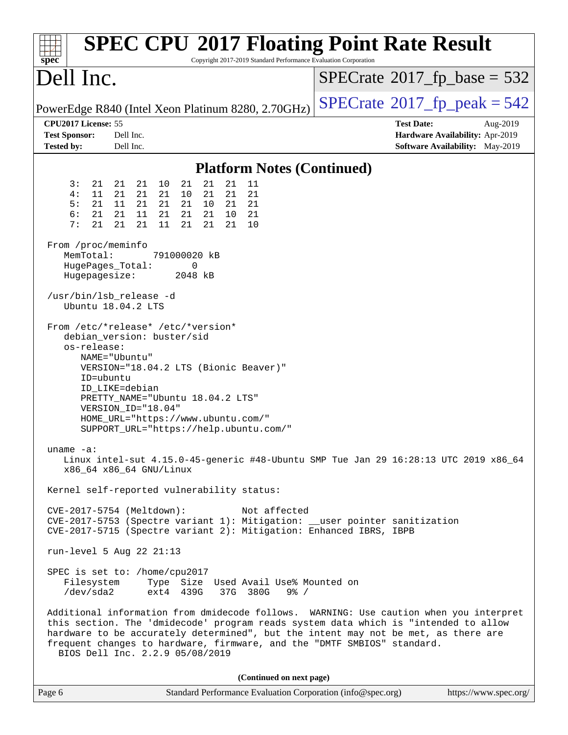# SPEC CPU 2017 Floating Point Rate Result

Copyright 2017-2019 Standard Performance Evaluation Corporation

## Dell Inc.

PowerEdge R840 (Intel Xeon Platinum 8280, 2.70GHz)

SPECrate 2017_fp_base = 532

SPECrate 2017_fp_peak = 542

**CPU2017 License:** 55
**Test Sponsor:** Dell Inc.
**Tested by:** Dell Inc.

**Test Date:** Aug-2019
**Hardware Availability:** Apr-2019
**Software Availability:** May-2019

### Platform Notes (Continued)

```
    3:  21  21  21  10  21  21  21  11
    4:  11  21  21  21  10  21  21  21
    5:  21  11  21  21  21  10  21  21
    6:  21  21  11  21  21  21  10  21
    7:  21  21  21  11  21  21  21  10

 From /proc/meminfo
    MemTotal:       791000020 kB
    HugePages_Total:        0
    Hugepagesize:        2048 kB

 /usr/bin/lsb_release -d
    Ubuntu 18.04.2 LTS

 From /etc/*release* /etc/*version*
    debian_version: buster/sid
    os-release:
       NAME="Ubuntu"
       VERSION="18.04.2 LTS (Bionic Beaver)"
       ID=ubuntu
       ID_LIKE=debian
       PRETTY_NAME="Ubuntu 18.04.2 LTS"
       VERSION_ID="18.04"
       HOME_URL="https://www.ubuntu.com/"
       SUPPORT_URL="https://help.ubuntu.com/"

 uname -a:
    Linux intel-sut 4.15.0-45-generic #48-Ubuntu SMP Tue Jan 29 16:28:13 UTC 2019 x86_64
    x86_64 x86_64 GNU/Linux

 Kernel self-reported vulnerability status:

 CVE-2017-5754 (Meltdown):          Not affected
 CVE-2017-5753 (Spectre variant 1): Mitigation: __user pointer sanitization
 CVE-2017-5715 (Spectre variant 2): Mitigation: Enhanced IBRS, IBPB

 run-level 5 Aug 22 21:13

 SPEC is set to: /home/cpu2017
    Filesystem     Type  Size  Used Avail Use% Mounted on
    /dev/sda2      ext4  439G   37G  380G   9% /

 Additional information from dmidecode follows.  WARNING: Use caution when you interpret
 this section. The 'dmidecode' program reads system data which is "intended to allow
 hardware to be accurately determined", but the intent may not be met, as there are
 frequent changes to hardware, firmware, and the "DMTF SMBIOS" standard.
   BIOS Dell Inc. 2.2.9 05/08/2019
```

(Continued on next page)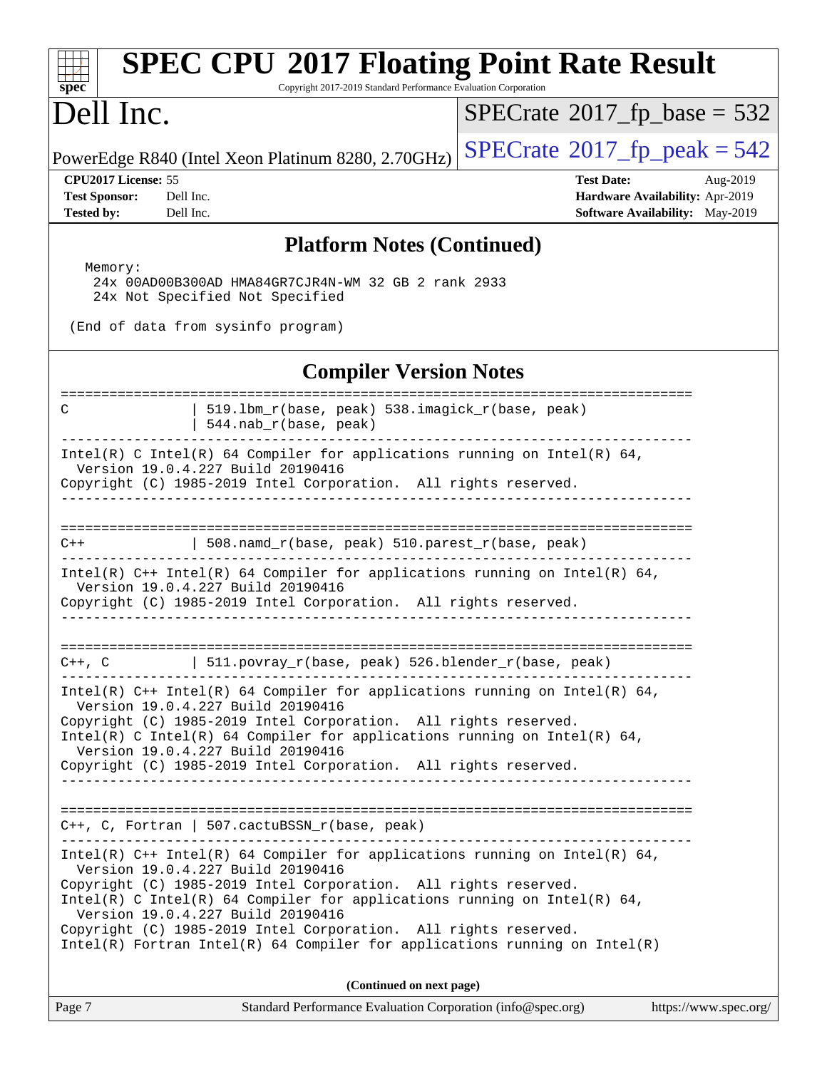# SPEC CPU 2017 Floating Point Rate Result

Copyright 2017-2019 Standard Performance Evaluation Corporation

# Dell Inc.

PowerEdge R840 (Intel Xeon Platinum 8280, 2.70GHz)

SPECrate 2017_fp_base = 532

SPECrate 2017_fp_peak = 542

**CPU2017 License:** 55
**Test Sponsor:** Dell Inc.
**Tested by:** Dell Inc.

**Test Date:** Aug-2019
**Hardware Availability:** Apr-2019
**Software Availability:** May-2019

## Platform Notes (Continued)

```
  Memory:
    24x 00AD00B300AD HMA84GR7CJR4N-WM 32 GB 2 rank 2933
    24x Not Specified Not Specified

 (End of data from sysinfo program)
```

## Compiler Version Notes

```
==============================================================================
C               | 519.lbm_r(base, peak) 538.imagick_r(base, peak)
                | 544.nab_r(base, peak)
------------------------------------------------------------------------------
Intel(R) C Intel(R) 64 Compiler for applications running on Intel(R) 64,
  Version 19.0.4.227 Build 20190416
Copyright (C) 1985-2019 Intel Corporation.  All rights reserved.
------------------------------------------------------------------------------

==============================================================================
C++             | 508.namd_r(base, peak) 510.parest_r(base, peak)
------------------------------------------------------------------------------
Intel(R) C++ Intel(R) 64 Compiler for applications running on Intel(R) 64,
  Version 19.0.4.227 Build 20190416
Copyright (C) 1985-2019 Intel Corporation.  All rights reserved.
------------------------------------------------------------------------------

==============================================================================
C++, C          | 511.povray_r(base, peak) 526.blender_r(base, peak)
------------------------------------------------------------------------------
Intel(R) C++ Intel(R) 64 Compiler for applications running on Intel(R) 64,
  Version 19.0.4.227 Build 20190416
Copyright (C) 1985-2019 Intel Corporation.  All rights reserved.
Intel(R) C Intel(R) 64 Compiler for applications running on Intel(R) 64,
  Version 19.0.4.227 Build 20190416
Copyright (C) 1985-2019 Intel Corporation.  All rights reserved.
------------------------------------------------------------------------------

==============================================================================
C++, C, Fortran | 507.cactuBSSN_r(base, peak)
------------------------------------------------------------------------------
Intel(R) C++ Intel(R) 64 Compiler for applications running on Intel(R) 64,
  Version 19.0.4.227 Build 20190416
Copyright (C) 1985-2019 Intel Corporation.  All rights reserved.
Intel(R) C Intel(R) 64 Compiler for applications running on Intel(R) 64,
  Version 19.0.4.227 Build 20190416
Copyright (C) 1985-2019 Intel Corporation.  All rights reserved.
Intel(R) Fortran Intel(R) 64 Compiler for applications running on Intel(R)
```

(Continued on next page)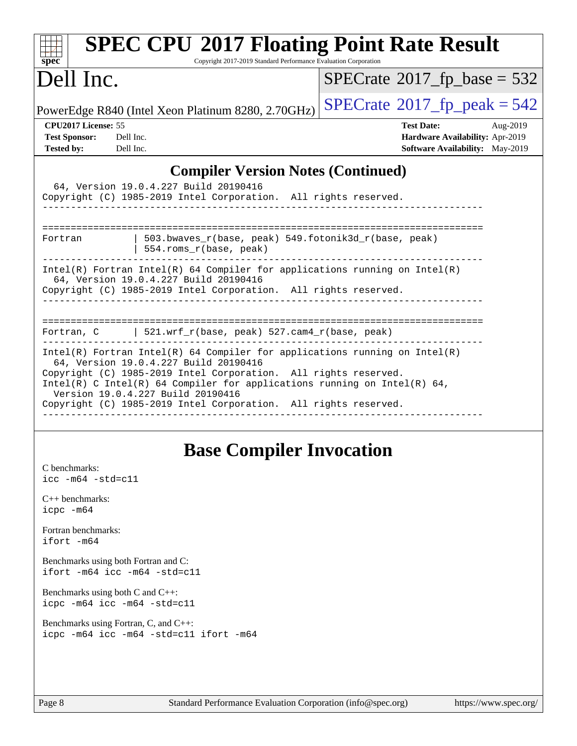# SPEC CPU 2017 Floating Point Rate Result

Copyright 2017-2019 Standard Performance Evaluation Corporation

# Dell Inc.

PowerEdge R840 (Intel Xeon Platinum 8280, 2.70GHz)

SPECrate 2017_fp_base = 532

SPECrate 2017_fp_peak = 542

**CPU2017 License:** 55
**Test Sponsor:** Dell Inc.
**Tested by:** Dell Inc.

**Test Date:** Aug-2019
**Hardware Availability:** Apr-2019
**Software Availability:** May-2019

## Compiler Version Notes (Continued)

```
  64, Version 19.0.4.227 Build 20190416
Copyright (C) 1985-2019 Intel Corporation.  All rights reserved.
------------------------------------------------------------------------------

==============================================================================
Fortran          | 503.bwaves_r(base, peak) 549.fotonik3d_r(base, peak)
                 | 554.roms_r(base, peak)
------------------------------------------------------------------------------
Intel(R) Fortran Intel(R) 64 Compiler for applications running on Intel(R)
  64, Version 19.0.4.227 Build 20190416
Copyright (C) 1985-2019 Intel Corporation.  All rights reserved.
------------------------------------------------------------------------------

==============================================================================
Fortran, C       | 521.wrf_r(base, peak) 527.cam4_r(base, peak)
------------------------------------------------------------------------------
Intel(R) Fortran Intel(R) 64 Compiler for applications running on Intel(R)
  64, Version 19.0.4.227 Build 20190416
Copyright (C) 1985-2019 Intel Corporation.  All rights reserved.
Intel(R) C Intel(R) 64 Compiler for applications running on Intel(R) 64,
  Version 19.0.4.227 Build 20190416
Copyright (C) 1985-2019 Intel Corporation.  All rights reserved.
------------------------------------------------------------------------------
```

## Base Compiler Invocation

C benchmarks:
`icc -m64 -std=c11`

C++ benchmarks:
`icpc -m64`

Fortran benchmarks:
`ifort -m64`

Benchmarks using both Fortran and C:
`ifort -m64 icc -m64 -std=c11`

Benchmarks using both C and C++:
`icpc -m64 icc -m64 -std=c11`

Benchmarks using Fortran, C, and C++:
`icpc -m64 icc -m64 -std=c11 ifort -m64`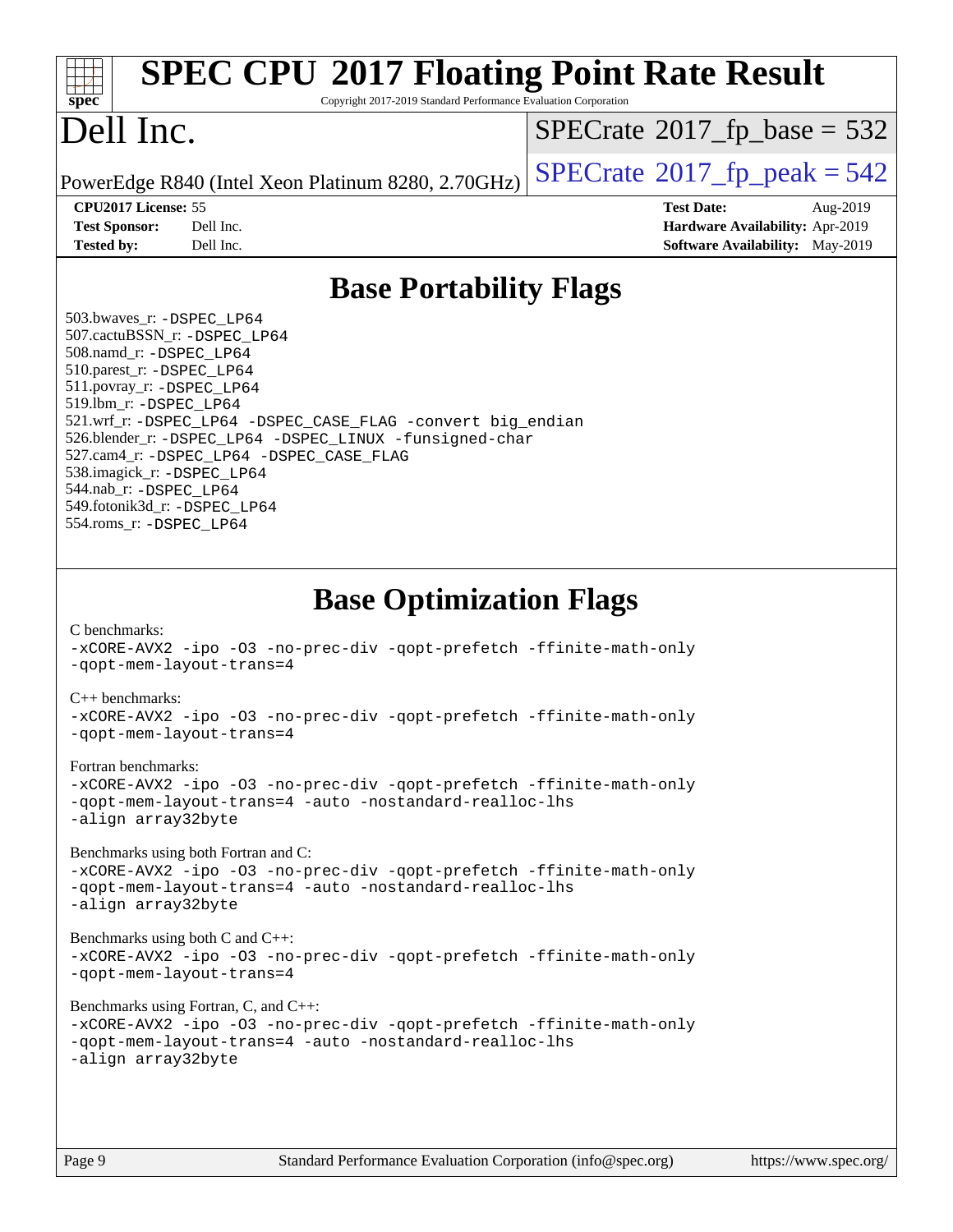# SPEC CPU 2017 Floating Point Rate Result

Copyright 2017-2019 Standard Performance Evaluation Corporation

# Dell Inc.

PowerEdge R840 (Intel Xeon Platinum 8280, 2.70GHz)

SPECrate 2017_fp_base = 532

SPECrate 2017_fp_peak = 542

| | | | |
|---|---|---|---|
| **CPU2017 License:** | 55 | **Test Date:** | Aug-2019 |
| **Test Sponsor:** | Dell Inc. | **Hardware Availability:** | Apr-2019 |
| **Tested by:** | Dell Inc. | **Software Availability:** | May-2019 |

## Base Portability Flags

503.bwaves_r: -DSPEC_LP64
507.cactuBSSN_r: -DSPEC_LP64
508.namd_r: -DSPEC_LP64
510.parest_r: -DSPEC_LP64
511.povray_r: -DSPEC_LP64
519.lbm_r: -DSPEC_LP64
521.wrf_r: -DSPEC_LP64 -DSPEC_CASE_FLAG -convert big_endian
526.blender_r: -DSPEC_LP64 -DSPEC_LINUX -funsigned-char
527.cam4_r: -DSPEC_LP64 -DSPEC_CASE_FLAG
538.imagick_r: -DSPEC_LP64
544.nab_r: -DSPEC_LP64
549.fotonik3d_r: -DSPEC_LP64
554.roms_r: -DSPEC_LP64

## Base Optimization Flags

C benchmarks:
-xCORE-AVX2 -ipo -O3 -no-prec-div -qopt-prefetch -ffinite-math-only
-qopt-mem-layout-trans=4

C++ benchmarks:
-xCORE-AVX2 -ipo -O3 -no-prec-div -qopt-prefetch -ffinite-math-only
-qopt-mem-layout-trans=4

Fortran benchmarks:
-xCORE-AVX2 -ipo -O3 -no-prec-div -qopt-prefetch -ffinite-math-only
-qopt-mem-layout-trans=4 -auto -nostandard-realloc-lhs
-align array32byte

Benchmarks using both Fortran and C:
-xCORE-AVX2 -ipo -O3 -no-prec-div -qopt-prefetch -ffinite-math-only
-qopt-mem-layout-trans=4 -auto -nostandard-realloc-lhs
-align array32byte

Benchmarks using both C and C++:
-xCORE-AVX2 -ipo -O3 -no-prec-div -qopt-prefetch -ffinite-math-only
-qopt-mem-layout-trans=4

Benchmarks using Fortran, C, and C++:
-xCORE-AVX2 -ipo -O3 -no-prec-div -qopt-prefetch -ffinite-math-only
-qopt-mem-layout-trans=4 -auto -nostandard-realloc-lhs
-align array32byte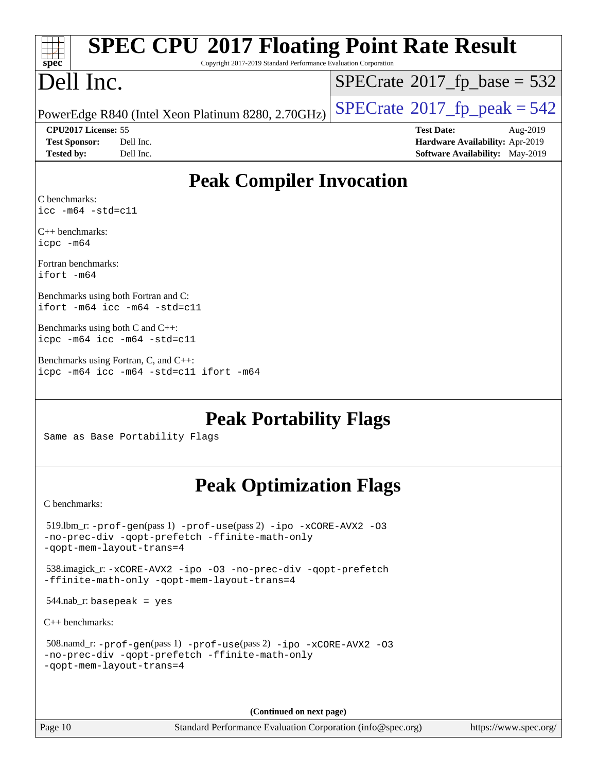# Peak Compiler Invocation

C benchmarks:
```
icc -m64 -std=c11
```

C++ benchmarks:
```
icpc -m64
```

Fortran benchmarks:
```
ifort -m64
```

Benchmarks using both Fortran and C:
```
ifort -m64 icc -m64 -std=c11
```

Benchmarks using both C and C++:
```
icpc -m64 icc -m64 -std=c11
```

Benchmarks using Fortran, C, and C++:
```
icpc -m64 icc -m64 -std=c11 ifort -m64
```

# Peak Portability Flags

Same as Base Portability Flags

# Peak Optimization Flags

C benchmarks:

519.lbm_r: `-prof-gen`(pass 1) `-prof-use`(pass 2) `-ipo -xCORE-AVX2 -O3 -no-prec-div -qopt-prefetch -ffinite-math-only -qopt-mem-layout-trans=4`

538.imagick_r: `-xCORE-AVX2 -ipo -O3 -no-prec-div -qopt-prefetch -ffinite-math-only -qopt-mem-layout-trans=4`

544.nab_r: `basepeak = yes`

C++ benchmarks:

508.namd_r: `-prof-gen`(pass 1) `-prof-use`(pass 2) `-ipo -xCORE-AVX2 -O3 -no-prec-div -qopt-prefetch -ffinite-math-only -qopt-mem-layout-trans=4`

**(Continued on next page)**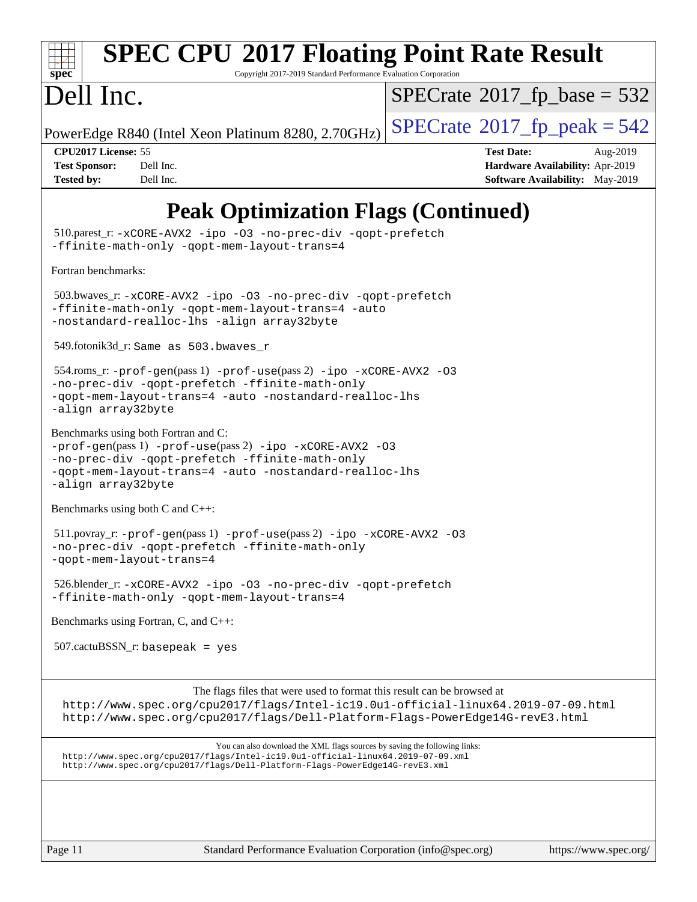# SPEC CPU 2017 Floating Point Rate Result

Copyright 2017-2019 Standard Performance Evaluation Corporation

# Dell Inc.

PowerEdge R840 (Intel Xeon Platinum 8280, 2.70GHz)

SPECrate 2017_fp_base = 532

SPECrate 2017_fp_peak = 542

**CPU2017 License:** 55
**Test Sponsor:** Dell Inc.
**Tested by:** Dell Inc.

**Test Date:** Aug-2019
**Hardware Availability:** Apr-2019
**Software Availability:** May-2019

## Peak Optimization Flags (Continued)

510.parest_r: `-xCORE-AVX2 -ipo -O3 -no-prec-div -qopt-prefetch -ffinite-math-only -qopt-mem-layout-trans=4`

Fortran benchmarks:

503.bwaves_r: `-xCORE-AVX2 -ipo -O3 -no-prec-div -qopt-prefetch -ffinite-math-only -qopt-mem-layout-trans=4 -auto -nostandard-realloc-lhs -align array32byte`

549.fotonik3d_r: `Same as 503.bwaves_r`

554.roms_r: `-prof-gen`(pass 1) `-prof-use`(pass 2) `-ipo -xCORE-AVX2 -O3 -no-prec-div -qopt-prefetch -ffinite-math-only -qopt-mem-layout-trans=4 -auto -nostandard-realloc-lhs -align array32byte`

Benchmarks using both Fortran and C:
`-prof-gen`(pass 1) `-prof-use`(pass 2) `-ipo -xCORE-AVX2 -O3 -no-prec-div -qopt-prefetch -ffinite-math-only -qopt-mem-layout-trans=4 -auto -nostandard-realloc-lhs -align array32byte`

Benchmarks using both C and C++:

511.povray_r: `-prof-gen`(pass 1) `-prof-use`(pass 2) `-ipo -xCORE-AVX2 -O3 -no-prec-div -qopt-prefetch -ffinite-math-only -qopt-mem-layout-trans=4`

526.blender_r: `-xCORE-AVX2 -ipo -O3 -no-prec-div -qopt-prefetch -ffinite-math-only -qopt-mem-layout-trans=4`

Benchmarks using Fortran, C, and C++:

507.cactuBSSN_r: `basepeak = yes`

The flags files that were used to format this result can be browsed at
http://www.spec.org/cpu2017/flags/Intel-ic19.0u1-official-linux64.2019-07-09.html
http://www.spec.org/cpu2017/flags/Dell-Platform-Flags-PowerEdge14G-revE3.html

You can also download the XML flags sources by saving the following links:
http://www.spec.org/cpu2017/flags/Intel-ic19.0u1-official-linux64.2019-07-09.xml
http://www.spec.org/cpu2017/flags/Dell-Platform-Flags-PowerEdge14G-revE3.xml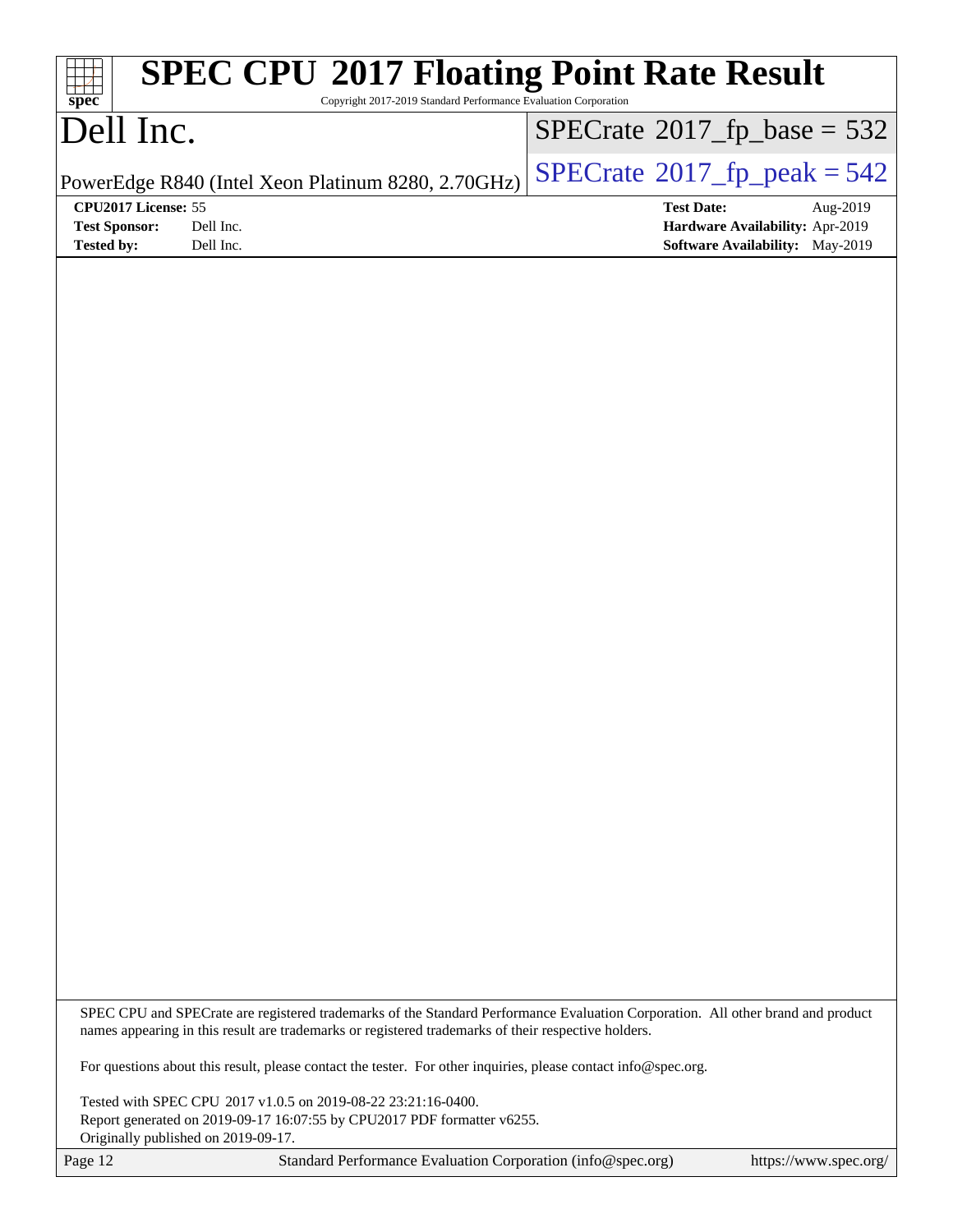SPEC CPU and SPECrate are registered trademarks of the Standard Performance Evaluation Corporation. All other brand and product names appearing in this result are trademarks or registered trademarks of their respective holders.

For questions about this result, please contact the tester. For other inquiries, please contact info@spec.org.

Tested with SPEC CPU 2017 v1.0.5 on 2019-08-22 23:21:16-0400.
Report generated on 2019-09-17 16:07:55 by CPU2017 PDF formatter v6255.
Originally published on 2019-09-17.